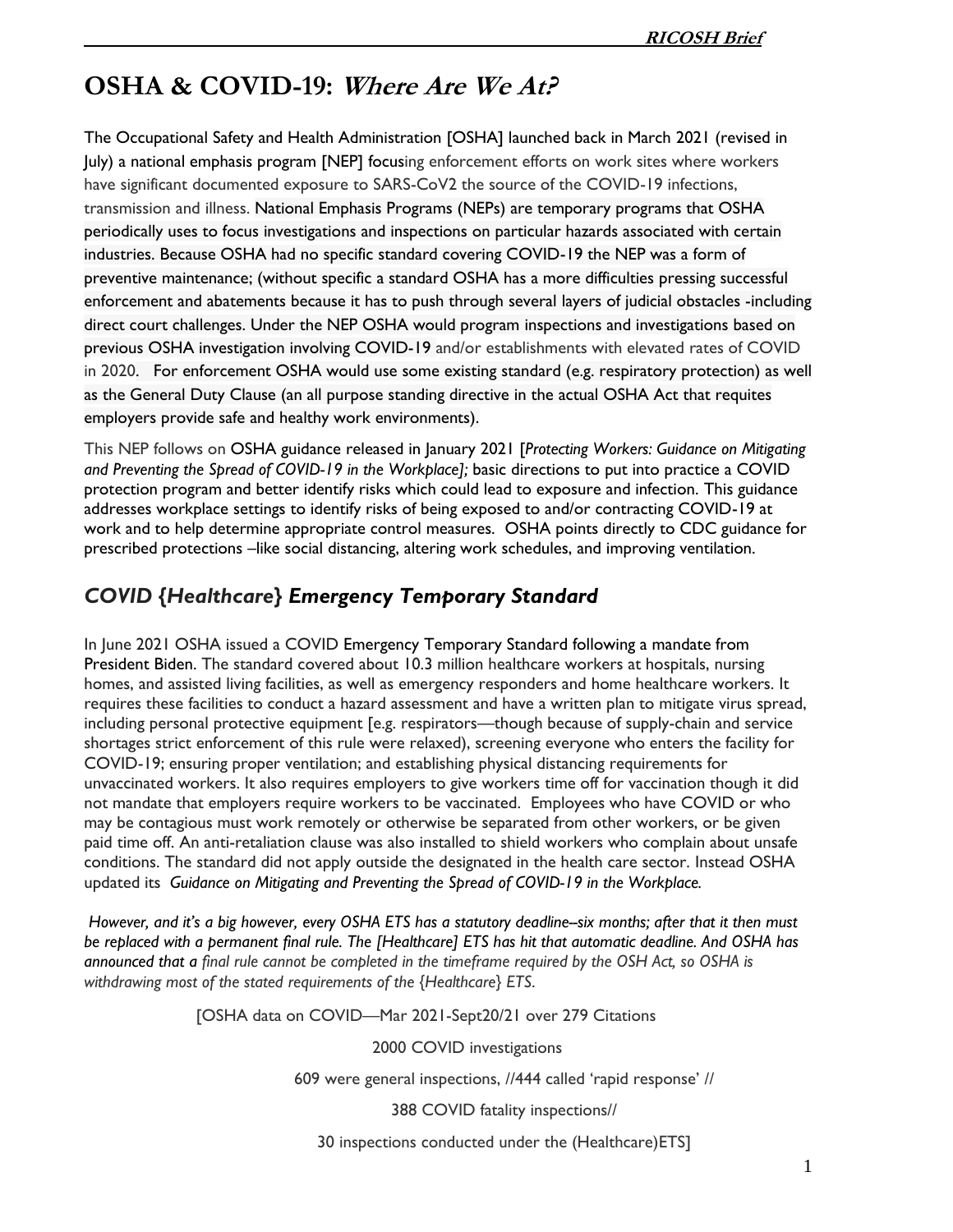# OSHA & COVID-19: *Where Are We At?*

The Occupational Safety and Health Administration [OSHA] launched back in March 2021 (revised in July) a national emphasis program [NEP] focusing enforcement efforts on work sites where workers have significant documented exposure to SARS-CoV2 the source of the COVID-19 infections, transmission and illness. National Emphasis Programs (NEPs) are temporary programs that OSHA periodically uses to focus investigations and inspections on particular hazards associated with certain industries. Because OSHA had no specific standard covering COVID-19 the NEP was a form of preventive maintenance; (without specific a standard OSHA has a more difficulties pressing successful enforcement and abatements because it has to push through several layers of judicial obstacles -including direct court challenges. Under the NEP OSHA would program inspections and investigations based on previous OSHA investigation involving COVID-19 and/or establishments with elevated rates of COVID in 2020. For enforcement OSHA would use some existing standard (e.g. respiratory protection) as well as the General Duty Clause (an all purpose standing directive in the actual OSHA Act that requites employers provide safe and healthy work environments).

This NEP follows on OSHA guidance released in January 2021 [*Protecting Workers: Guidance on Mitigating and Preventing the Spread of COVID-19 in the Workplace];* basic directions to put into practice a COVID protection program and better identify risks which could lead to exposure and infection. This guidance addresses workplace settings to identify risks of being exposed to and/or contracting COVID-19 at work and to help determine appropriate control measures. OSHA points directly to CDC guidance for prescribed protections –like social distancing, altering work schedules, and improving ventilation.

## *COVID {Healthcare} Emergency Temporary Standard*

In June 2021 OSHA issued a COVID Emergency Temporary Standard following a mandate from President Biden. The standard covered about 10.3 million healthcare workers at hospitals, nursing homes, and assisted living facilities, as well as emergency responders and home healthcare workers. It requires these facilities to conduct a hazard assessment and have a written plan to mitigate virus spread, including personal protective equipment [e.g. respirators—though because of supply-chain and service shortages strict enforcement of this rule were relaxed), screening everyone who enters the facility for COVID-19; ensuring proper ventilation; and establishing physical distancing requirements for unvaccinated workers. It also requires employers to give workers time off for vaccination though it did not mandate that employers require workers to be vaccinated. Employees who have COVID or who may be contagious must work remotely or otherwise be separated from other workers, or be given paid time off. An anti-retaliation clause was also installed to shield workers who complain about unsafe conditions. The standard did not apply outside the designated in the health care sector. Instead OSHA updated its *Guidance on Mitigating and Preventing the Spread of COVID-19 in the Workplace.*

*However, and it's a big however, every OSHA ETS has a statutory deadline--six months; after that it then must be replaced with a permanent final rule. The [Healthcare] ETS has hit that automatic deadline. And OSHA has announced that a final rule cannot be completed in the timeframe required by the OSH Act, so OSHA is withdrawing most of the stated requirements of the {Healthcare} ETS.*

[OSHA data on COVID—Mar 2021-Sept20/21 over 279 Citations

2000 COVID investigations

609 were general inspections, //444 called 'rapid response' //

388 COVID fatality inspections//

30 inspections conducted under the (Healthcare)ETS]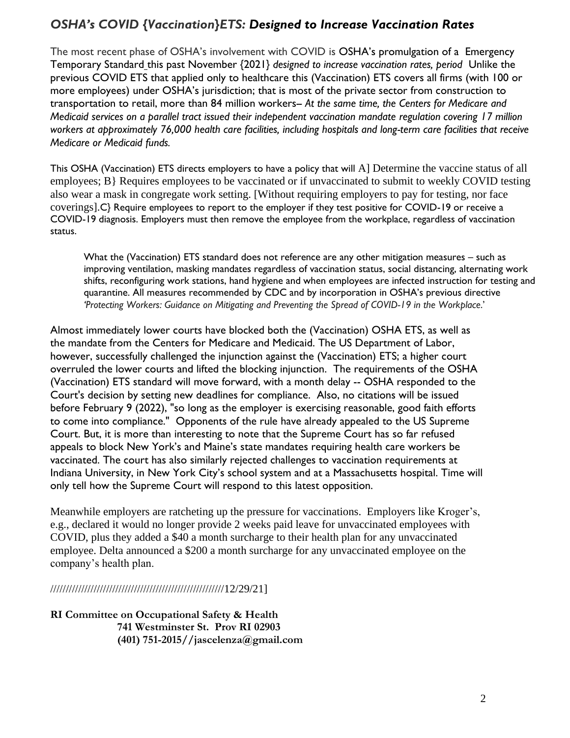## *OSHA's COVID {Vaccination}ETS: Designed to Increase Vaccination Rates*

The most recent phase of OSHA's involvement with COVID is OSHA's promulgation of a Emergency Temporary Standard this past November {2021} *designed to increase vaccination rates, period* Unlike the previous COVID ETS that applied only to healthcare this (Vaccination) ETS covers all firms (with 100 or more employees) under OSHA's jurisdiction; that is most of the private sector from construction to transportation to retail, more than 84 million workers– *At the same time, the Centers for Medicare and Medicaid services on a parallel tract issued their independent vaccination mandate regulation covering 17 million workers at approximately 76,000 health care facilities, including hospitals and long-term care facilities that receive Medicare or Medicaid funds.*

This OSHA (Vaccination) ETS directs employers to have a policy that will A] Determine the vaccine status of all employees; B} Requires employees to be vaccinated or if unvaccinated to submit to weekly COVID testing also wear a mask in congregate work setting. [Without requiring employers to pay for testing, nor face coverings].C} Require employees to report to the employer if they test positive for COVID-19 or receive a COVID-19 diagnosis. Employers must then remove the employee from the workplace, regardless of vaccination status.

> What the (Vaccination) ETS standard does not reference are any other mitigation measures – such as improving ventilation, masking mandates regardless of vaccination status, social distancing, alternating work shifts, reconfiguring work stations, hand hygiene and when employees are infected instruction for testing and quarantine. All measures recommended by CDC and by incorporation in OSHA's previous directive *'Protecting Workers: Guidance on Mitigating and Preventing the Spread of COVID-19 in the Workplace.'*

Almost immediately lower courts have blocked both the (Vaccination) OSHA ETS, as well as the mandate from the Centers for Medicare and Medicaid. The US Department of Labor, however, successfully challenged the injunction against the (Vaccination) ETS; a higher court overruled the lower courts and lifted the blocking injunction. The requirements of the OSHA (Vaccination) ETS standard will move forward, with a month delay -- OSHA responded to the Court's decision by setting new deadlines for compliance. Also, no citations will be issued before February 9 (2022), "so long as the employer is exercising reasonable, good faith efforts to come into compliance." Opponents of the rule have already appealed to the US Supreme Court. But, it is more than interesting to note that the Supreme Court has so far refused appeals to block New York's and Maine's state mandates requiring health care workers be vaccinated. The court has also similarly rejected challenges to vaccination requirements at Indiana University, in New York City's school system and at a Massachusetts hospital. Time will only tell how the Supreme Court will respond to this latest opposition.

Meanwhile employers are ratcheting up the pressure for vaccinations. Employers like Kroger's, e.g., declared it would no longer provide 2 weeks paid leave for unvaccinated employees with COVID, plus they added a $40 a month surcharge to their health plan for any unvaccinated employee. Delta announced a $200 a month surcharge for any unvaccinated employee on the company's health plan.

//////////////////////////////////////////////////////12/29/21]

**RI Committee on Occupational Safety & Health**
**741 Westminster St. Prov RI 02903**
**(401) 751-2015//jascelenza@gmail.com**